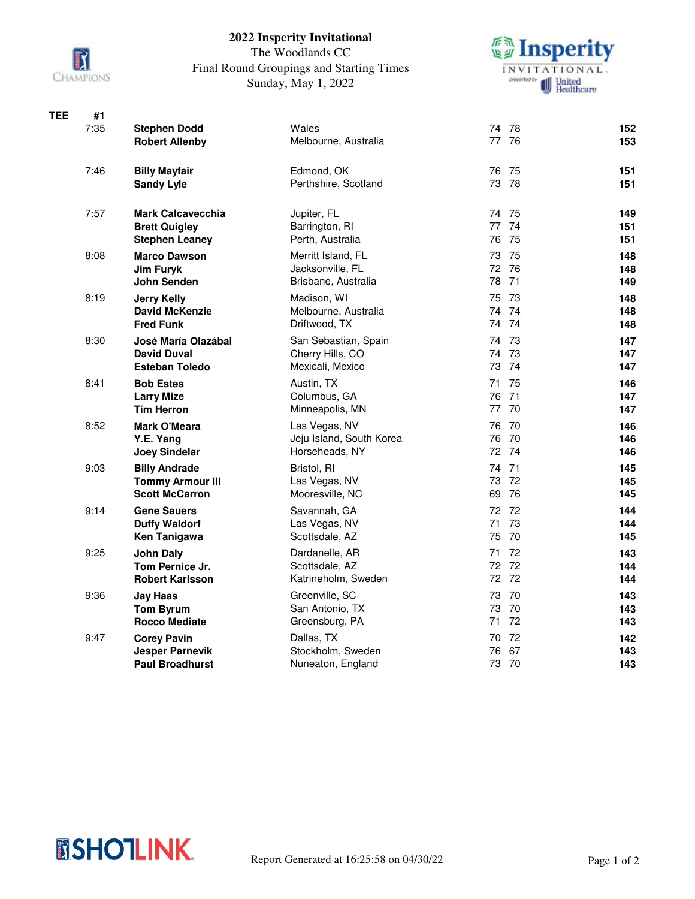# 2022 Insperity Invitational

The Woodlands CC
Final Round Groupings and Starting Times
Sunday, May 1, 2022

**TEE #1**

| Time | Player | Hometown | R1 | R2 | Total |
|---|---|---|---|---|---|
| 7:35 | **Stephen Dodd** | Wales | 74 | 78 | **152** |
| | **Robert Allenby** | Melbourne, Australia | 77 | 76 | **153** |
| 7:46 | **Billy Mayfair** | Edmond, OK | 76 | 75 | **151** |
| | **Sandy Lyle** | Perthshire, Scotland | 73 | 78 | **151** |
| 7:57 | **Mark Calcavecchia** | Jupiter, FL | 74 | 75 | **149** |
| | **Brett Quigley** | Barrington, RI | 77 | 74 | **151** |
| | **Stephen Leaney** | Perth, Australia | 76 | 75 | **151** |
| 8:08 | **Marco Dawson** | Merritt Island, FL | 73 | 75 | **148** |
| | **Jim Furyk** | Jacksonville, FL | 72 | 76 | **148** |
| | **John Senden** | Brisbane, Australia | 78 | 71 | **149** |
| 8:19 | **Jerry Kelly** | Madison, WI | 75 | 73 | **148** |
| | **David McKenzie** | Melbourne, Australia | 74 | 74 | **148** |
| | **Fred Funk** | Driftwood, TX | 74 | 74 | **148** |
| 8:30 | **José María Olazábal** | San Sebastian, Spain | 74 | 73 | **147** |
| | **David Duval** | Cherry Hills, CO | 74 | 73 | **147** |
| | **Esteban Toledo** | Mexicali, Mexico | 73 | 74 | **147** |
| 8:41 | **Bob Estes** | Austin, TX | 71 | 75 | **146** |
| | **Larry Mize** | Columbus, GA | 76 | 71 | **147** |
| | **Tim Herron** | Minneapolis, MN | 77 | 70 | **147** |
| 8:52 | **Mark O'Meara** | Las Vegas, NV | 76 | 70 | **146** |
| | **Y.E. Yang** | Jeju Island, South Korea | 76 | 70 | **146** |
| | **Joey Sindelar** | Horseheads, NY | 72 | 74 | **146** |
| 9:03 | **Billy Andrade** | Bristol, RI | 74 | 71 | **145** |
| | **Tommy Armour III** | Las Vegas, NV | 73 | 72 | **145** |
| | **Scott McCarron** | Mooresville, NC | 69 | 76 | **145** |
| 9:14 | **Gene Sauers** | Savannah, GA | 72 | 72 | **144** |
| | **Duffy Waldorf** | Las Vegas, NV | 71 | 73 | **144** |
| | **Ken Tanigawa** | Scottsdale, AZ | 75 | 70 | **145** |
| 9:25 | **John Daly** | Dardanelle, AR | 71 | 72 | **143** |
| | **Tom Pernice Jr.** | Scottsdale, AZ | 72 | 72 | **144** |
| | **Robert Karlsson** | Katrineholm, Sweden | 72 | 72 | **144** |
| 9:36 | **Jay Haas** | Greenville, SC | 73 | 70 | **143** |
| | **Tom Byrum** | San Antonio, TX | 73 | 70 | **143** |
| | **Rocco Mediate** | Greensburg, PA | 71 | 72 | **143** |
| 9:47 | **Corey Pavin** | Dallas, TX | 70 | 72 | **142** |
| | **Jesper Parnevik** | Stockholm, Sweden | 76 | 67 | **143** |
| | **Paul Broadhurst** | Nuneaton, England | 73 | 70 | **143** |

Report Generated at 16:25:58 on 04/30/22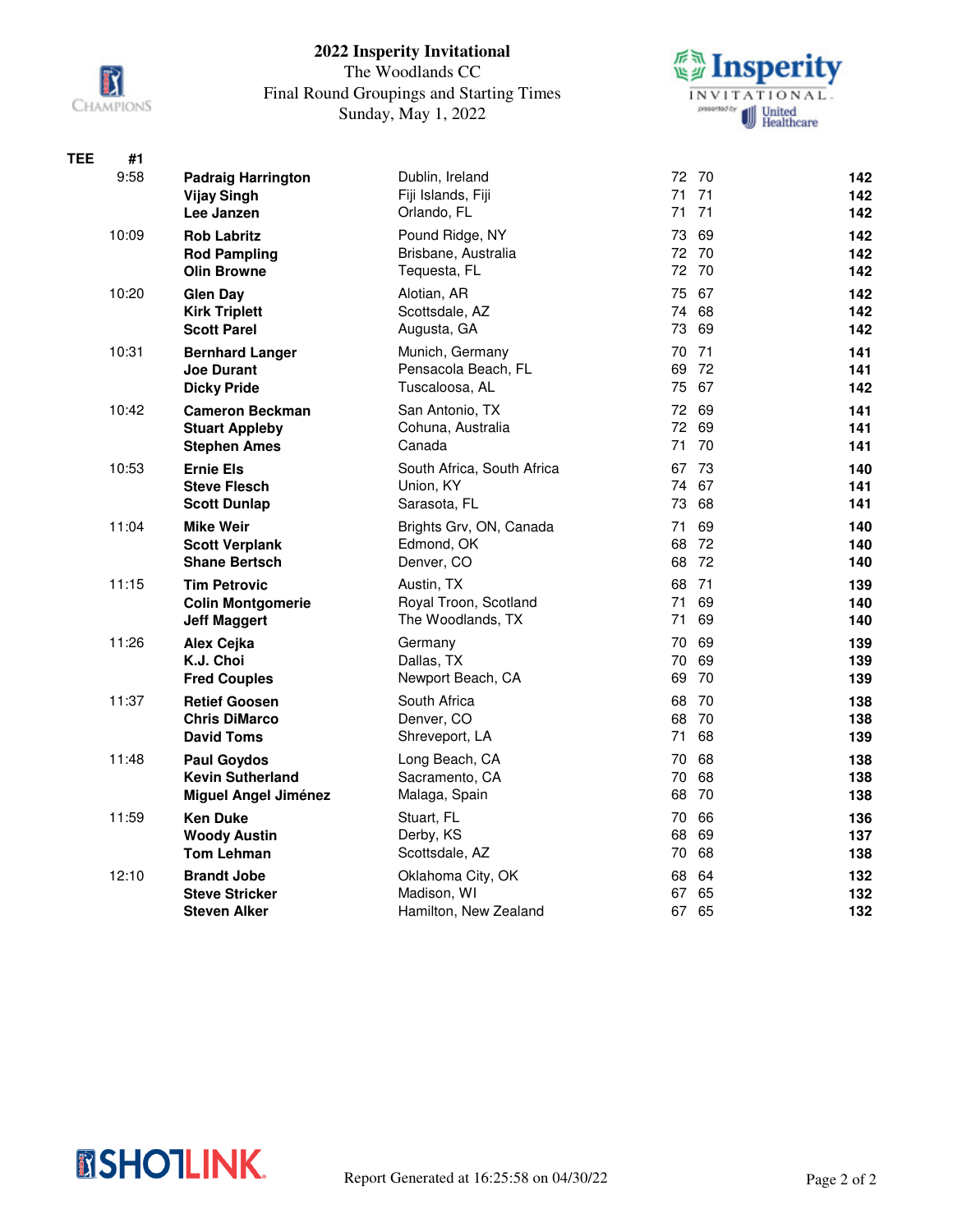# 2022 Insperity Invitational

The Woodlands CC

Final Round Groupings and Starting Times

Sunday, May 1, 2022

| TEE | #1 | | | | |
|---|---|---|---|---|---|
| | 9:58 | **Padraig Harrington** | Dublin, Ireland | 72 70 | **142** |
| | | **Vijay Singh** | Fiji Islands, Fiji | 71 71 | **142** |
| | | **Lee Janzen** | Orlando, FL | 71 71 | **142** |
| | 10:09 | **Rob Labritz** | Pound Ridge, NY | 73 69 | **142** |
| | | **Rod Pampling** | Brisbane, Australia | 72 70 | **142** |
| | | **Olin Browne** | Tequesta, FL | 72 70 | **142** |
| | 10:20 | **Glen Day** | Alotian, AR | 75 67 | **142** |
| | | **Kirk Triplett** | Scottsdale, AZ | 74 68 | **142** |
| | | **Scott Parel** | Augusta, GA | 73 69 | **142** |
| | 10:31 | **Bernhard Langer** | Munich, Germany | 70 71 | **141** |
| | | **Joe Durant** | Pensacola Beach, FL | 69 72 | **141** |
| | | **Dicky Pride** | Tuscaloosa, AL | 75 67 | **142** |
| | 10:42 | **Cameron Beckman** | San Antonio, TX | 72 69 | **141** |
| | | **Stuart Appleby** | Cohuna, Australia | 72 69 | **141** |
| | | **Stephen Ames** | Canada | 71 70 | **141** |
| | 10:53 | **Ernie Els** | South Africa, South Africa | 67 73 | **140** |
| | | **Steve Flesch** | Union, KY | 74 67 | **141** |
| | | **Scott Dunlap** | Sarasota, FL | 73 68 | **141** |
| | 11:04 | **Mike Weir** | Brights Grv, ON, Canada | 71 69 | **140** |
| | | **Scott Verplank** | Edmond, OK | 68 72 | **140** |
| | | **Shane Bertsch** | Denver, CO | 68 72 | **140** |
| | 11:15 | **Tim Petrovic** | Austin, TX | 68 71 | **139** |
| | | **Colin Montgomerie** | Royal Troon, Scotland | 71 69 | **140** |
| | | **Jeff Maggert** | The Woodlands, TX | 71 69 | **140** |
| | 11:26 | **Alex Cejka** | Germany | 70 69 | **139** |
| | | **K.J. Choi** | Dallas, TX | 70 69 | **139** |
| | | **Fred Couples** | Newport Beach, CA | 69 70 | **139** |
| | 11:37 | **Retief Goosen** | South Africa | 68 70 | **138** |
| | | **Chris DiMarco** | Denver, CO | 68 70 | **138** |
| | | **David Toms** | Shreveport, LA | 71 68 | **139** |
| | 11:48 | **Paul Goydos** | Long Beach, CA | 70 68 | **138** |
| | | **Kevin Sutherland** | Sacramento, CA | 70 68 | **138** |
| | | **Miguel Angel Jiménez** | Malaga, Spain | 68 70 | **138** |
| | 11:59 | **Ken Duke** | Stuart, FL | 70 66 | **136** |
| | | **Woody Austin** | Derby, KS | 68 69 | **137** |
| | | **Tom Lehman** | Scottsdale, AZ | 70 68 | **138** |
| | 12:10 | **Brandt Jobe** | Oklahoma City, OK | 68 64 | **132** |
| | | **Steve Stricker** | Madison, WI | 67 65 | **132** |
| | | **Steven Alker** | Hamilton, New Zealand | 67 65 | **132** |

Report Generated at 16:25:58 on 04/30/22